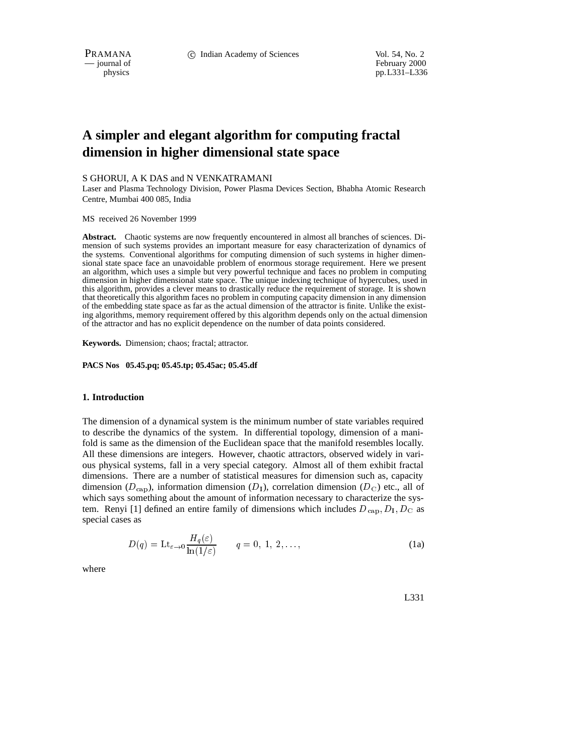# A simpler and elegant algorithm for computing fractal dimension in higher dimensional state space

S GHORUI, A K DAS and N VENKATRAMANI

Laser and Plasma Technology Division, Power Plasma Devices Section, Bhabha Atomic Research Centre, Mumbai 400 085, India

MS received 26 November 1999

**Abstract.** Chaotic systems are now frequently encountered in almost all branches of sciences. Dimension of such systems provides an important measure for easy characterization of dynamics of the systems. Conventional algorithms for computing dimension of such systems in higher dimensional state space face an unavoidable problem of enormous storage requirement. Here we present an algorithm, which uses a simple but very powerful technique and faces no problem in computing dimension in higher dimensional state space. The unique indexing technique of hypercubes, used in this algorithm, provides a clever means to drastically reduce the requirement of storage. It is shown that theoretically this algorithm faces no problem in computing capacity dimension in any dimension of the embedding state space as far as the actual dimension of the attractor is finite. Unlike the existing algorithms, memory requirement offered by this algorithm depends only on the actual dimension of the attractor and has no explicit dependence on the number of data points considered.

**Keywords.** Dimension; chaos; fractal; attractor.

**PACS Nos 05.45.pq; 05.45.tp; 05.45ac; 05.45.df**

## 1. Introduction

The dimension of a dynamical system is the minimum number of state variables required to describe the dynamics of the system. In differential topology, dimension of a manifold is same as the dimension of the Euclidean space that the manifold resembles locally. All these dimensions are integers. However, chaotic attractors, observed widely in various physical systems, fall in a very special category. Almost all of them exhibit fractal dimensions. There are a number of statistical measures for dimension such as, capacity dimension ($D_{\rm cap}$), information dimension ($D_{\rm I}$), correlation dimension ($D_{\rm C}$) etc., all of which says something about the amount of information necessary to characterize the system. Renyi [1] defined an entire family of dimensions which includes $D_{\rm cap}, D_{\rm I}, D_{\rm C}$ as special cases as

$$D(q) = {\rm Lt}_{\varepsilon\to 0}\frac{H_q(\varepsilon)}{\ln(1/\varepsilon)} \qquad q = 0,\ 1,\ 2, \ldots, \tag{1a}$$

where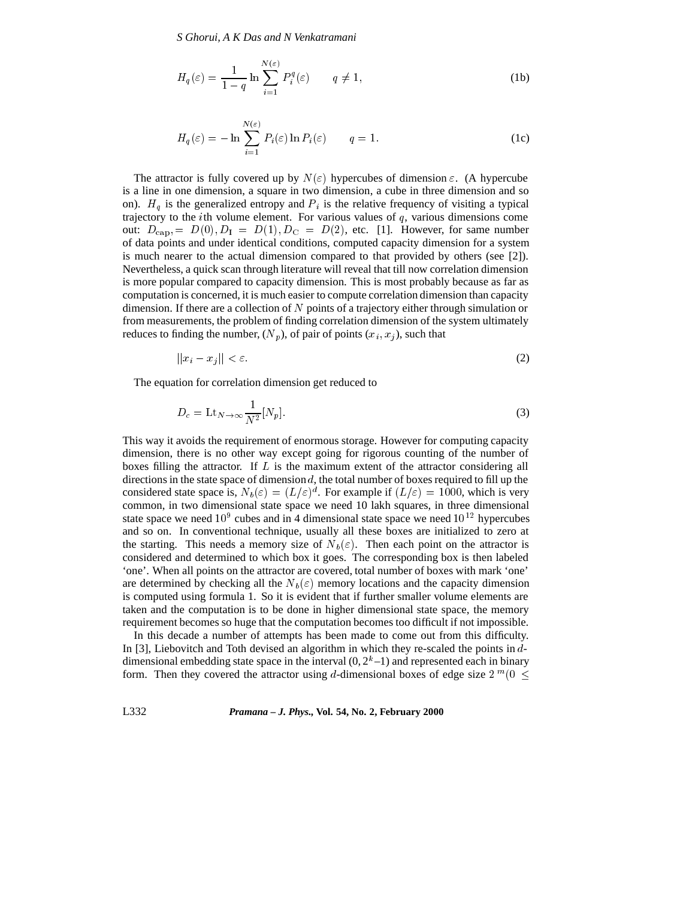$$H_q(\varepsilon) = \frac{1}{1-q} \ln \sum_{i=1}^{N(\varepsilon)} P_i^q(\varepsilon) \qquad q \neq 1, \tag{1b}$$

$$H_q(\varepsilon) = -\ln \sum_{i=1}^{N(\varepsilon)} P_i(\varepsilon) \ln P_i(\varepsilon) \qquad q = 1. \tag{1c}$$

The attractor is fully covered up by $N(\varepsilon)$ hypercubes of dimension $\varepsilon$. (A hypercube is a line in one dimension, a square in two dimension, a cube in three dimension and so on). $H_q$ is the generalized entropy and $P_i$ is the relative frequency of visiting a typical trajectory to the $i$th volume element. For various values of $q$, various dimensions come out: $D_{\mathrm{cap}}, = D(0), D_{\mathrm{I}} = D(1), D_{\mathrm{C}} = D(2)$, etc. [1]. However, for same number of data points and under identical conditions, computed capacity dimension for a system is much nearer to the actual dimension compared to that provided by others (see [2]). Nevertheless, a quick scan through literature will reveal that till now correlation dimension is more popular compared to capacity dimension. This is most probably because as far as computation is concerned, it is much easier to compute correlation dimension than capacity dimension. If there are a collection of $N$ points of a trajectory either through simulation or from measurements, the problem of finding correlation dimension of the system ultimately reduces to finding the number, ($N_p$), of pair of points ($x_i, x_j$), such that

$$||x_i - x_j|| < \varepsilon. \tag{2}$$

The equation for correlation dimension get reduced to

$$D_c = \mathrm{Lt}_{N \to \infty} \frac{1}{N^2} [N_p]. \tag{3}$$

This way it avoids the requirement of enormous storage. However for computing capacity dimension, there is no other way except going for rigorous counting of the number of boxes filling the attractor. If $L$ is the maximum extent of the attractor considering all directions in the state space of dimension $d$, the total number of boxes required to fill up the considered state space is, $N_b(\varepsilon) = (L/\varepsilon)^d$. For example if $(L/\varepsilon) = 1000$, which is very common, in two dimensional state space we need 10 lakh squares, in three dimensional state space we need $10^9$ cubes and in 4 dimensional state space we need $10^{12}$ hypercubes and so on. In conventional technique, usually all these boxes are initialized to zero at the starting. This needs a memory size of $N_b(\varepsilon)$. Then each point on the attractor is considered and determined to which box it goes. The corresponding box is then labeled 'one'. When all points on the attractor are covered, total number of boxes with mark 'one' are determined by checking all the $N_b(\varepsilon)$ memory locations and the capacity dimension is computed using formula 1. So it is evident that if further smaller volume elements are taken and the computation is to be done in higher dimensional state space, the memory requirement becomes so huge that the computation becomes too difficult if not impossible.

In this decade a number of attempts has been made to come out from this difficulty. In [3], Liebovitch and Toth devised an algorithm in which they re-scaled the points in $d$-dimensional embedding state space in the interval $(0, 2^k-1)$ and represented each in binary form. Then they covered the attractor using $d$-dimensional boxes of edge size $2^m(0 \leq$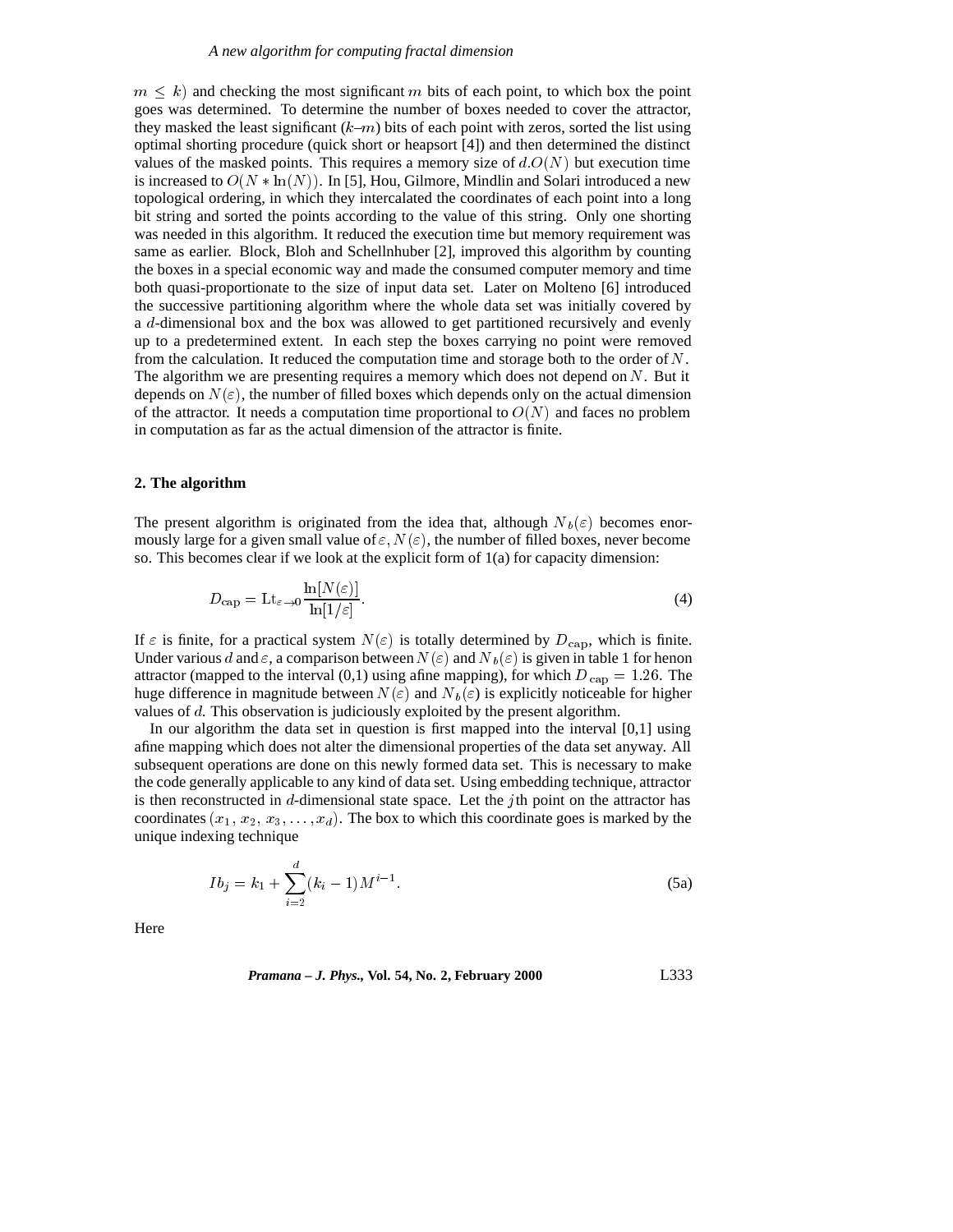$m \leq k$) and checking the most significant $m$ bits of each point, to which box the point goes was determined. To determine the number of boxes needed to cover the attractor, they masked the least significant ($k$–$m$) bits of each point with zeros, sorted the list using optimal shorting procedure (quick short or heapsort [4]) and then determined the distinct values of the masked points. This requires a memory size of $d.O(N)$ but execution time is increased to $O(N * \ln(N))$. In [5], Hou, Gilmore, Mindlin and Solari introduced a new topological ordering, in which they intercalated the coordinates of each point into a long bit string and sorted the points according to the value of this string. Only one shorting was needed in this algorithm. It reduced the execution time but memory requirement was same as earlier. Block, Bloh and Schellnhuber [2], improved this algorithm by counting the boxes in a special economic way and made the consumed computer memory and time both quasi-proportionate to the size of input data set. Later on Molteno [6] introduced the successive partitioning algorithm where the whole data set was initially covered by a $d$-dimensional box and the box was allowed to get partitioned recursively and evenly up to a predetermined extent. In each step the boxes carrying no point were removed from the calculation. It reduced the computation time and storage both to the order of $N$. The algorithm we are presenting requires a memory which does not depend on $N$. But it depends on $N(\varepsilon)$, the number of filled boxes which depends only on the actual dimension of the attractor. It needs a computation time proportional to $O(N)$ and faces no problem in computation as far as the actual dimension of the attractor is finite.

## 2. The algorithm

The present algorithm is originated from the idea that, although $N_b(\varepsilon)$ becomes enormously large for a given small value of $\varepsilon$, $N(\varepsilon)$, the number of filled boxes, never become so. This becomes clear if we look at the explicit form of 1(a) for capacity dimension:

$$D_{\text{cap}} = \text{Lt}_{\varepsilon \to 0} \frac{\ln[N(\varepsilon)]}{\ln[1/\varepsilon]}. \tag{4}$$

If $\varepsilon$ is finite, for a practical system $N(\varepsilon)$ is totally determined by $D_{\text{cap}}$, which is finite. Under various $d$ and $\varepsilon$, a comparison between $N(\varepsilon)$ and $N_b(\varepsilon)$ is given in table 1 for henon attractor (mapped to the interval (0,1) using afine mapping), for which $D_{\text{cap}} = 1.26$. The huge difference in magnitude between $N(\varepsilon)$ and $N_b(\varepsilon)$ is explicitly noticeable for higher values of $d$. This observation is judiciously exploited by the present algorithm.

In our algorithm the data set in question is first mapped into the interval [0,1] using afine mapping which does not alter the dimensional properties of the data set anyway. All subsequent operations are done on this newly formed data set. This is necessary to make the code generally applicable to any kind of data set. Using embedding technique, attractor is then reconstructed in $d$-dimensional state space. Let the $j$th point on the attractor has coordinates $(x_1, x_2, x_3, \ldots, x_d)$. The box to which this coordinate goes is marked by the unique indexing technique

$$Ib_j = k_1 + \sum_{i=2}^{d} (k_i - 1) M^{i-1}. \tag{5a}$$

Here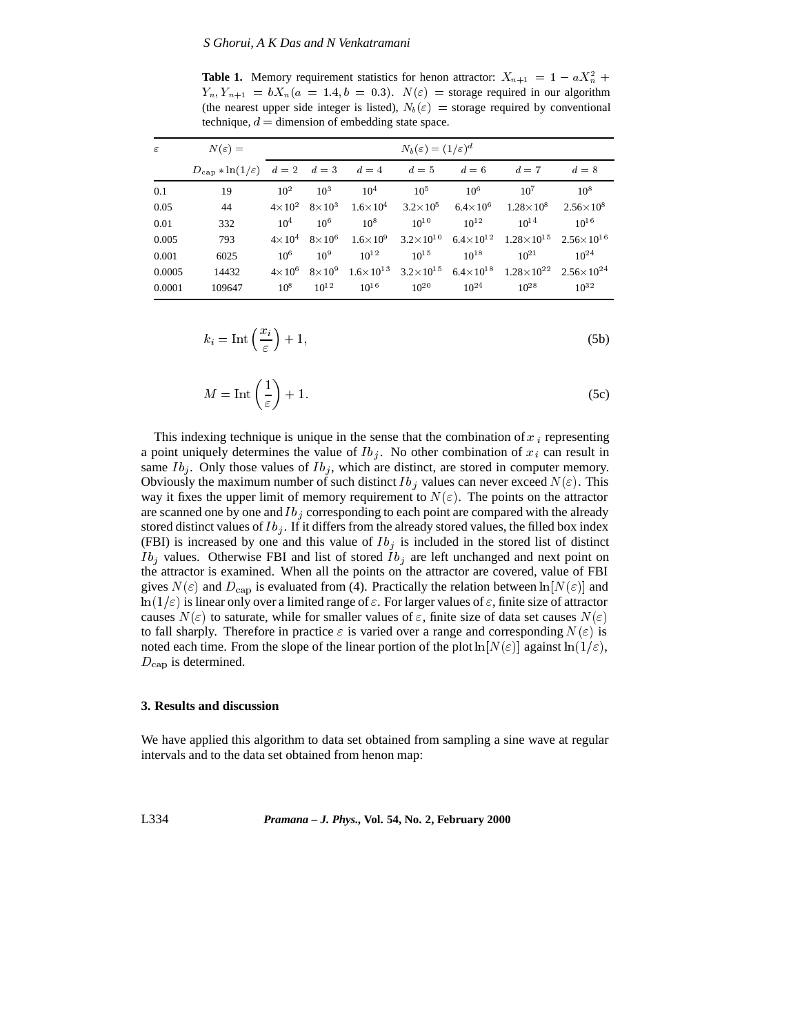**Table 1.** Memory requirement statistics for henon attractor: $X_{n+1} = 1 - aX_n^2 + Y_n, Y_{n+1} = bX_n (a = 1.4, b = 0.3)$. $N(\varepsilon)$ = storage required in our algorithm (the nearest upper side integer is listed), $N_b(\varepsilon)$ = storage required by conventional technique, $d$ = dimension of embedding state space.

| $\varepsilon$ | $N(\varepsilon) =$ | $N_b(\varepsilon) = (1/\varepsilon)^d$ | | | | | | |
|---|---|---|---|---|---|---|---|---|
| | $D_{\text{cap}} * \ln(1/\varepsilon)$ | $d=2$ | $d=3$ | $d=4$ | $d=5$ | $d=6$ | $d=7$ | $d=8$ |
| 0.1 | 19 | $10^2$ | $10^3$ | $10^4$ | $10^5$ | $10^6$ | $10^7$ | $10^8$ |
| 0.05 | 44 | $4\times10^2$ | $8\times10^3$ | $1.6\times10^4$ | $3.2\times10^5$ | $6.4\times10^6$ | $1.28\times10^8$ | $2.56\times10^8$ |
| 0.01 | 332 | $10^4$ | $10^6$ | $10^8$ | $10^{10}$ | $10^{12}$ | $10^{14}$ | $10^{16}$ |
| 0.005 | 793 | $4\times10^4$ | $8\times10^6$ | $1.6\times10^9$ | $3.2\times10^{10}$ | $6.4\times10^{12}$ | $1.28\times10^{15}$ | $2.56\times10^{16}$ |
| 0.001 | 6025 | $10^6$ | $10^9$ | $10^{12}$ | $10^{15}$ | $10^{18}$ | $10^{21}$ | $10^{24}$ |
| 0.0005 | 14432 | $4\times10^6$ | $8\times10^9$ | $1.6\times10^{13}$ | $3.2\times10^{15}$ | $6.4\times10^{18}$ | $1.28\times10^{22}$ | $2.56\times10^{24}$ |
| 0.0001 | 109647 | $10^8$ | $10^{12}$ | $10^{16}$ | $10^{20}$ | $10^{24}$ | $10^{28}$ | $10^{32}$ |

$$k_i = \text{Int}\left(\frac{x_i}{\varepsilon}\right) + 1, \tag{5b}$$

$$M = \text{Int}\left(\frac{1}{\varepsilon}\right) + 1. \tag{5c}$$

This indexing technique is unique in the sense that the combination of $x_i$ representing a point uniquely determines the value of $Ib_j$. No other combination of $x_i$ can result in same $Ib_j$. Only those values of $Ib_j$, which are distinct, are stored in computer memory. Obviously the maximum number of such distinct $Ib_j$ values can never exceed $N(\varepsilon)$. This way it fixes the upper limit of memory requirement to $N(\varepsilon)$. The points on the attractor are scanned one by one and $Ib_j$ corresponding to each point are compared with the already stored distinct values of $Ib_j$. If it differs from the already stored values, the filled box index (FBI) is increased by one and this value of $Ib_j$ is included in the stored list of distinct $Ib_j$ values. Otherwise FBI and list of stored $Ib_j$ are left unchanged and next point on the attractor is examined. When all the points on the attractor are covered, value of FBI gives $N(\varepsilon)$ and $D_{\text{cap}}$ is evaluated from (4). Practically the relation between $\ln[N(\varepsilon)]$ and $\ln(1/\varepsilon)$ is linear only over a limited range of $\varepsilon$. For larger values of $\varepsilon$, finite size of attractor causes $N(\varepsilon)$ to saturate, while for smaller values of $\varepsilon$, finite size of data set causes $N(\varepsilon)$ to fall sharply. Therefore in practice $\varepsilon$ is varied over a range and corresponding $N(\varepsilon)$ is noted each time. From the slope of the linear portion of the plot $\ln[N(\varepsilon)]$ against $\ln(1/\varepsilon)$, $D_{\text{cap}}$ is determined.

## 3. Results and discussion

We have applied this algorithm to data set obtained from sampling a sine wave at regular intervals and to the data set obtained from henon map: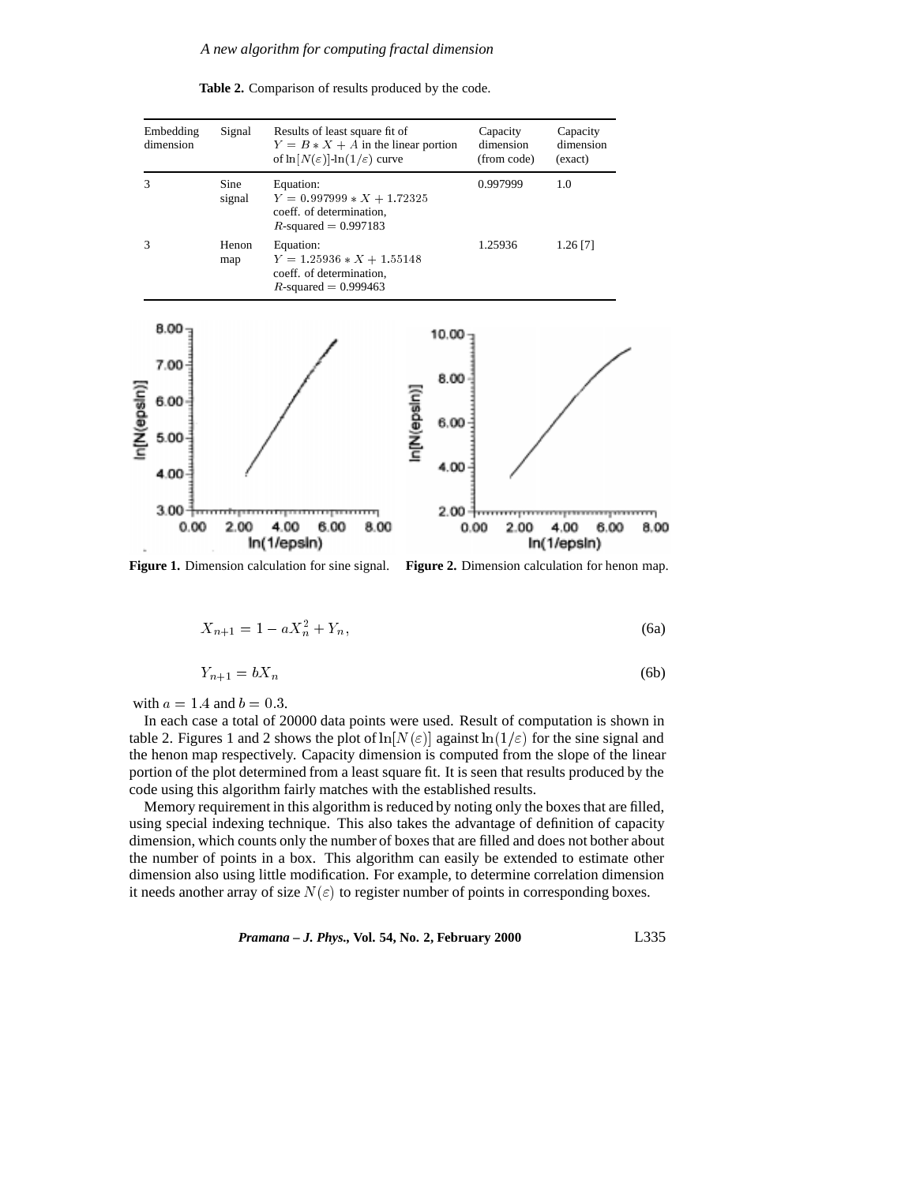**Table 2.** Comparison of results produced by the code.

| Embedding dimension | Signal | Results of least square fit of $Y = B * X + A$ in the linear portion of $\ln[N(\varepsilon)]$-$\ln(1/\varepsilon)$ curve | Capacity dimension (from code) | Capacity dimension (exact) |
|---|---|---|---|---|
| 3 | Sine signal | Equation: $Y = 0.997999 * X + 1.72325$ coeff. of determination, $R$-squared $= 0.997183$ | 0.997999 | 1.0 |
| 3 | Henon map | Equation: $Y = 1.25936 * X + 1.55148$ coeff. of determination, $R$-squared $= 0.999463$ | 1.25936 | 1.26 [7] |

**Figure 1.** Dimension calculation for sine signal.

**Figure 2.** Dimension calculation for henon map.

$$X_{n+1} = 1 - aX_n^2 + Y_n, \tag{6a}$$

$$Y_{n+1} = bX_n \tag{6b}$$

with $a = 1.4$ and $b = 0.3$.

In each case a total of 20000 data points were used. Result of computation is shown in table 2. Figures 1 and 2 shows the plot of $\ln[N(\varepsilon)]$ against $\ln(1/\varepsilon)$ for the sine signal and the henon map respectively. Capacity dimension is computed from the slope of the linear portion of the plot determined from a least square fit. It is seen that results produced by the code using this algorithm fairly matches with the established results.

Memory requirement in this algorithm is reduced by noting only the boxes that are filled, using special indexing technique. This also takes the advantage of definition of capacity dimension, which counts only the number of boxes that are filled and does not bother about the number of points in a box. This algorithm can easily be extended to estimate other dimension also using little modification. For example, to determine correlation dimension it needs another array of size $N(\varepsilon)$ to register number of points in corresponding boxes.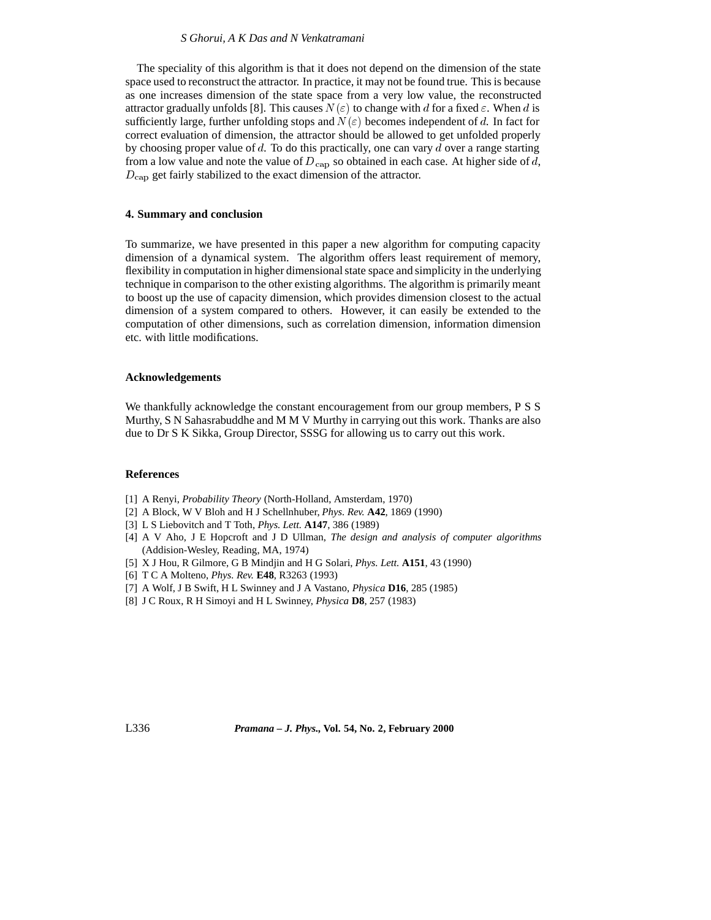The speciality of this algorithm is that it does not depend on the dimension of the state space used to reconstruct the attractor. In practice, it may not be found true. This is because as one increases dimension of the state space from a very low value, the reconstructed attractor gradually unfolds [8]. This causes $N(\varepsilon)$ to change with $d$ for a fixed $\varepsilon$. When $d$ is sufficiently large, further unfolding stops and $N(\varepsilon)$ becomes independent of $d$. In fact for correct evaluation of dimension, the attractor should be allowed to get unfolded properly by choosing proper value of $d$. To do this practically, one can vary $d$ over a range starting from a low value and note the value of $D_{\mathrm{cap}}$ so obtained in each case. At higher side of $d$, $D_{\mathrm{cap}}$ get fairly stabilized to the exact dimension of the attractor.

## 4. Summary and conclusion

To summarize, we have presented in this paper a new algorithm for computing capacity dimension of a dynamical system. The algorithm offers least requirement of memory, flexibility in computation in higher dimensional state space and simplicity in the underlying technique in comparison to the other existing algorithms. The algorithm is primarily meant to boost up the use of capacity dimension, which provides dimension closest to the actual dimension of a system compared to others. However, it can easily be extended to the computation of other dimensions, such as correlation dimension, information dimension etc. with little modifications.

## Acknowledgements

We thankfully acknowledge the constant encouragement from our group members, P S S Murthy, S N Sahasrabuddhe and M M V Murthy in carrying out this work. Thanks are also due to Dr S K Sikka, Group Director, SSSG for allowing us to carry out this work.

## References

[1] A Renyi, *Probability Theory* (North-Holland, Amsterdam, 1970)
[2] A Block, W V Bloh and H J Schellnhuber, *Phys. Rev.* **A42**, 1869 (1990)
[3] L S Liebovitch and T Toth, *Phys. Lett.* **A147**, 386 (1989)
[4] A V Aho, J E Hopcroft and J D Ullman, *The design and analysis of computer algorithms* (Addision-Wesley, Reading, MA, 1974)
[5] X J Hou, R Gilmore, G B Mindjin and H G Solari, *Phys. Lett.* **A151**, 43 (1990)
[6] T C A Molteno, *Phys. Rev.* **E48**, R3263 (1993)
[7] A Wolf, J B Swift, H L Swinney and J A Vastano, *Physica* **D16**, 285 (1985)
[8] J C Roux, R H Simoyi and H L Swinney, *Physica* **D8**, 257 (1983)